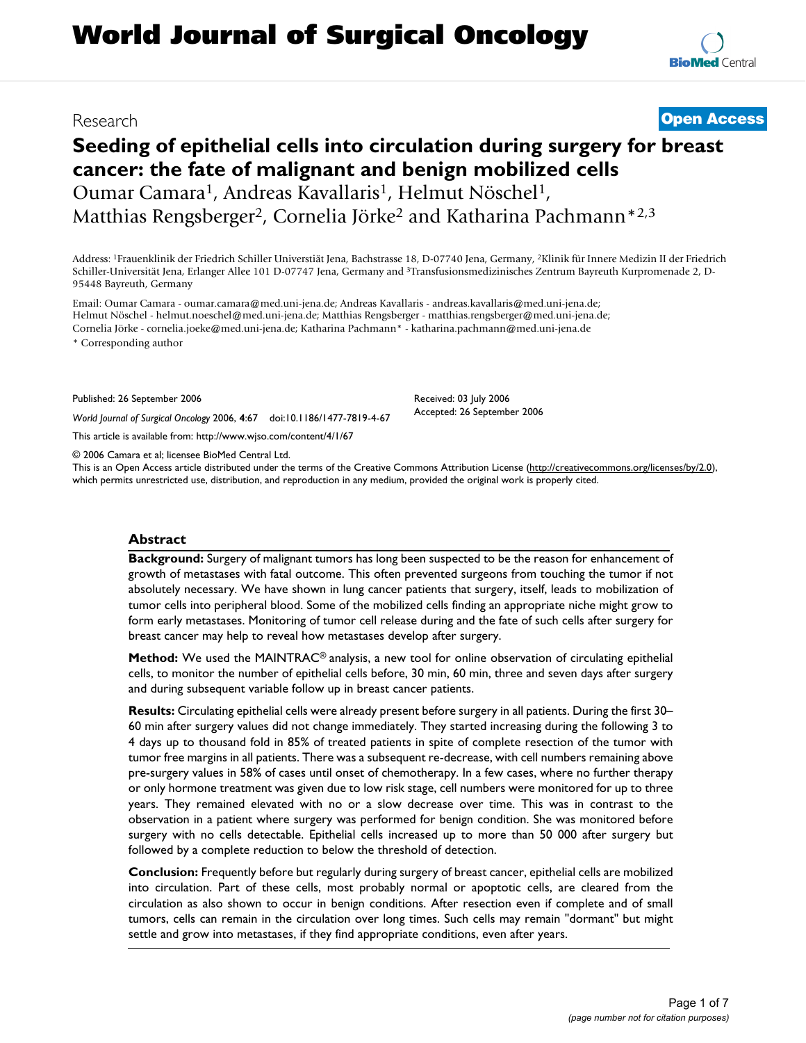# World Journal of Surgical Oncology

Research

**Open Access**

# Seeding of epithelial cells into circulation during surgery for breast cancer: the fate of malignant and benign mobilized cells

Oumar Camara[1], Andreas Kavallaris[1], Helmut Nöschel[1], Matthias Rengsberger[2], Cornelia Jörke[2] and Katharina Pachmann*[2,3]

Address: [1]Frauenklinik der Friedrich Schiller Universtiät Jena, Bachstrasse 18, D-07740 Jena, Germany, [2]Klinik für Innere Medizin II der Friedrich Schiller-Universität Jena, Erlanger Allee 101 D-07747 Jena, Germany and [3]Transfusionsmedizinisches Zentrum Bayreuth Kurpromenade 2, D-95448 Bayreuth, Germany

Email: Oumar Camara - oumar.camara@med.uni-jena.de; Andreas Kavallaris - andreas.kavallaris@med.uni-jena.de; Helmut Nöschel - helmut.noeschel@med.uni-jena.de; Matthias Rengsberger - matthias.rengsberger@med.uni-jena.de; Cornelia Jörke - cornelia.joeke@med.uni-jena.de; Katharina Pachmann* - katharina.pachmann@med.uni-jena.de

* Corresponding author

Published: 26 September 2006

*World Journal of Surgical Oncology* 2006, **4**:67 doi:10.1186/1477-7819-4-67

Received: 03 July 2006

Accepted: 26 September 2006

This article is available from: http://www.wjso.com/content/4/1/67

© 2006 Camara et al; licensee BioMed Central Ltd.

This is an Open Access article distributed under the terms of the Creative Commons Attribution License (http://creativecommons.org/licenses/by/2.0), which permits unrestricted use, distribution, and reproduction in any medium, provided the original work is properly cited.

## Abstract

**Background:** Surgery of malignant tumors has long been suspected to be the reason for enhancement of growth of metastases with fatal outcome. This often prevented surgeons from touching the tumor if not absolutely necessary. We have shown in lung cancer patients that surgery, itself, leads to mobilization of tumor cells into peripheral blood. Some of the mobilized cells finding an appropriate niche might grow to form early metastases. Monitoring of tumor cell release during and the fate of such cells after surgery for breast cancer may help to reveal how metastases develop after surgery.

**Method:** We used the MAINTRAC® analysis, a new tool for online observation of circulating epithelial cells, to monitor the number of epithelial cells before, 30 min, 60 min, three and seven days after surgery and during subsequent variable follow up in breast cancer patients.

**Results:** Circulating epithelial cells were already present before surgery in all patients. During the first 30–60 min after surgery values did not change immediately. They started increasing during the following 3 to 4 days up to thousand fold in 85% of treated patients in spite of complete resection of the tumor with tumor free margins in all patients. There was a subsequent re-decrease, with cell numbers remaining above pre-surgery values in 58% of cases until onset of chemotherapy. In a few cases, where no further therapy or only hormone treatment was given due to low risk stage, cell numbers were monitored for up to three years. They remained elevated with no or a slow decrease over time. This was in contrast to the observation in a patient where surgery was performed for benign condition. She was monitored before surgery with no cells detectable. Epithelial cells increased up to more than 50 000 after surgery but followed by a complete reduction to below the threshold of detection.

**Conclusion:** Frequently before but regularly during surgery of breast cancer, epithelial cells are mobilized into circulation. Part of these cells, most probably normal or apoptotic cells, are cleared from the circulation as also shown to occur in benign conditions. After resection even if complete and of small tumors, cells can remain in the circulation over long times. Such cells may remain "dormant" but might settle and grow into metastases, if they find appropriate conditions, even after years.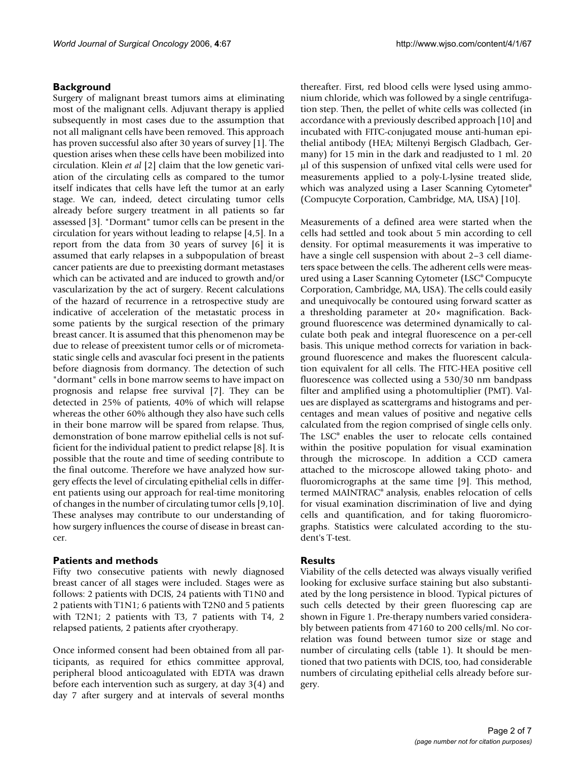## Background

Surgery of malignant breast tumors aims at eliminating most of the malignant cells. Adjuvant therapy is applied subsequently in most cases due to the assumption that not all malignant cells have been removed. This approach has proven successful also after 30 years of survey [1]. The question arises when these cells have been mobilized into circulation. Klein *et al* [2] claim that the low genetic variation of the circulating cells as compared to the tumor itself indicates that cells have left the tumor at an early stage. We can, indeed, detect circulating tumor cells already before surgery treatment in all patients so far assessed [3]. "Dormant" tumor cells can be present in the circulation for years without leading to relapse [4,5]. In a report from the data from 30 years of survey [6] it is assumed that early relapses in a subpopulation of breast cancer patients are due to preexisting dormant metastases which can be activated and are induced to growth and/or vascularization by the act of surgery. Recent calculations of the hazard of recurrence in a retrospective study are indicative of acceleration of the metastatic process in some patients by the surgical resection of the primary breast cancer. It is assumed that this phenomenon may be due to release of preexistent tumor cells or of micrometastatic single cells and avascular foci present in the patients before diagnosis from dormancy. The detection of such "dormant" cells in bone marrow seems to have impact on prognosis and relapse free survival [7]. They can be detected in 25% of patients, 40% of which will relapse whereas the other 60% although they also have such cells in their bone marrow will be spared from relapse. Thus, demonstration of bone marrow epithelial cells is not sufficient for the individual patient to predict relapse [8]. It is possible that the route and time of seeding contribute to the final outcome. Therefore we have analyzed how surgery effects the level of circulating epithelial cells in different patients using our approach for real-time monitoring of changes in the number of circulating tumor cells [9,10]. These analyses may contribute to our understanding of how surgery influences the course of disease in breast cancer.

## Patients and methods

Fifty two consecutive patients with newly diagnosed breast cancer of all stages were included. Stages were as follows: 2 patients with DCIS, 24 patients with T1N0 and 2 patients with T1N1; 6 patients with T2N0 and 5 patients with T2N1; 2 patients with T3, 7 patients with T4, 2 relapsed patients, 2 patients after cryotherapy.

Once informed consent had been obtained from all participants, as required for ethics committee approval, peripheral blood anticoagulated with EDTA was drawn before each intervention such as surgery, at day 3(4) and day 7 after surgery and at intervals of several months thereafter. First, red blood cells were lysed using ammonium chloride, which was followed by a single centrifugation step. Then, the pellet of white cells was collected (in accordance with a previously described approach [10] and incubated with FITC-conjugated mouse anti-human epithelial antibody (HEA; Miltenyi Bergisch Gladbach, Germany) for 15 min in the dark and readjusted to 1 ml. 20 μl of this suspension of unfixed vital cells were used for measurements applied to a poly-L-lysine treated slide, which was analyzed using a Laser Scanning Cytometer® (Compucyte Corporation, Cambridge, MA, USA) [10].

Measurements of a defined area were started when the cells had settled and took about 5 min according to cell density. For optimal measurements it was imperative to have a single cell suspension with about 2–3 cell diameters space between the cells. The adherent cells were measured using a Laser Scanning Cytometer (LSC® Compucyte Corporation, Cambridge, MA, USA). The cells could easily and unequivocally be contoured using forward scatter as a thresholding parameter at 20× magnification. Background fluorescence was determined dynamically to calculate both peak and integral fluorescence on a per-cell basis. This unique method corrects for variation in background fluorescence and makes the fluorescent calculation equivalent for all cells. The FITC-HEA positive cell fluorescence was collected using a 530/30 nm bandpass filter and amplified using a photomultiplier (PMT). Values are displayed as scattergrams and histograms and percentages and mean values of positive and negative cells calculated from the region comprised of single cells only. The LSC® enables the user to relocate cells contained within the positive population for visual examination through the microscope. In addition a CCD camera attached to the microscope allowed taking photo- and fluoromicrographs at the same time [9]. This method, termed MAINTRAC® analysis, enables relocation of cells for visual examination discrimination of live and dying cells and quantification, and for taking fluoromicrographs. Statistics were calculated according to the student's T-test.

## Results

Viability of the cells detected was always visually verified looking for exclusive surface staining but also substantiated by the long persistence in blood. Typical pictures of such cells detected by their green fluorescing cap are shown in Figure 1. Pre-therapy numbers varied considerably between patients from 47160 to 200 cells/ml. No correlation was found between tumor size or stage and number of circulating cells (table 1). It should be mentioned that two patients with DCIS, too, had considerable numbers of circulating epithelial cells already before surgery.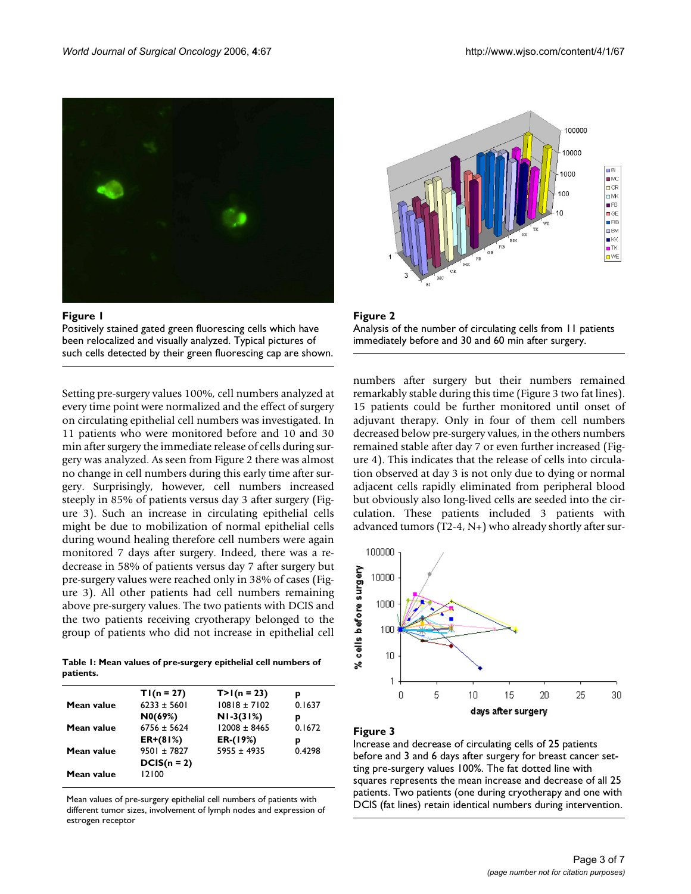**Figure 1**
Positively stained gated green fluorescing cells which have been relocalized and visually analyzed. Typical pictures of such cells detected by their green fluorescing cap are shown.

**Figure 2**
Analysis of the number of circulating cells from 11 patients immediately before and 30 and 60 min after surgery.

Setting pre-surgery values 100%, cell numbers analyzed at every time point were normalized and the effect of surgery on circulating epithelial cell numbers was investigated. In 11 patients who were monitored before and 10 and 30 min after surgery the immediate release of cells during surgery was analyzed. As seen from Figure 2 there was almost no change in cell numbers during this early time after surgery. Surprisingly, however, cell numbers increased steeply in 85% of patients versus day 3 after surgery (Figure 3). Such an increase in circulating epithelial cells might be due to mobilization of normal epithelial cells during wound healing therefore cell numbers were again monitored 7 days after surgery. Indeed, there was a re-decrease in 58% of patients versus day 7 after surgery but pre-surgery values were reached only in 38% of cases (Figure 3). All other patients had cell numbers remaining above pre-surgery values. The two patients with DCIS and the two patients receiving cryotherapy belonged to the group of patients who did not increase in epithelial cell numbers after surgery but their numbers remained remarkably stable during this time (Figure 3 two fat lines). 15 patients could be further monitored until onset of adjuvant therapy. Only in four of them cell numbers decreased below pre-surgery values, in the others numbers remained stable after day 7 or even further increased (Figure 4). This indicates that the release of cells into circulation observed at day 3 is not only due to dying or normal adjacent cells rapidly eliminated from peripheral blood but obviously also long-lived cells are seeded into the circulation. These patients included 3 patients with advanced tumors (T2-4, N+) who already shortly after sur-

**Table 1: Mean values of pre-surgery epithelial cell numbers of patients.**

| | T1(n = 27) | T>1(n = 23) | p |
|---|---|---|---|
| Mean value | 6233 ± 5601 | 10818 ± 7102 | 0.1637 |
| | **N0(69%)** | **N1-3(31%)** | **p** |
| Mean value | 6756 ± 5624 | 12008 ± 8465 | 0.1672 |
| | **ER+(81%)** | **ER-(19%)** | **p** |
| Mean value | 9501 ± 7827 | 5955 ± 4935 | 0.4298 |
| | **DCIS(n = 2)** | | |
| Mean value | 12100 | | |

Mean values of pre-surgery epithelial cell numbers of patients with different tumor sizes, involvement of lymph nodes and expression of estrogen receptor

**Figure 3**
Increase and decrease of circulating cells of 25 patients before and 3 and 6 days after surgery for breast cancer setting pre-surgery values 100%. The fat dotted line with squares represents the mean increase and decrease of all 25 patients. Two patients (one during cryotherapy and one with DCIS (fat lines) retain identical numbers during intervention.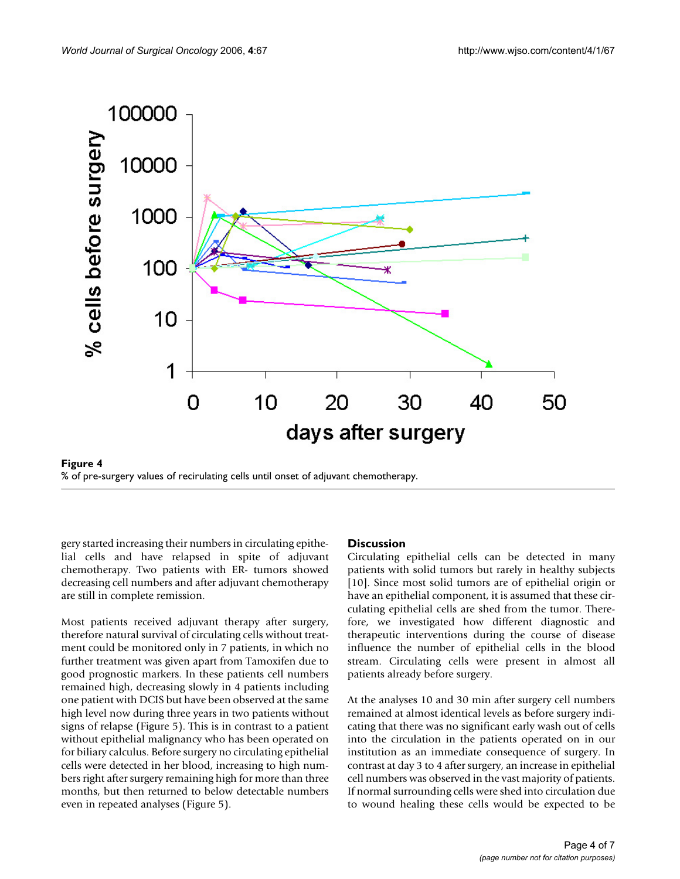**Figure 4**
% of pre-surgery values of recirulating cells until onset of adjuvant chemotherapy.

gery started increasing their numbers in circulating epithelial cells and have relapsed in spite of adjuvant chemotherapy. Two patients with ER- tumors showed decreasing cell numbers and after adjuvant chemotherapy are still in complete remission.

Most patients received adjuvant therapy after surgery, therefore natural survival of circulating cells without treatment could be monitored only in 7 patients, in which no further treatment was given apart from Tamoxifen due to good prognostic markers. In these patients cell numbers remained high, decreasing slowly in 4 patients including one patient with DCIS but have been observed at the same high level now during three years in two patients without signs of relapse (Figure 5). This is in contrast to a patient without epithelial malignancy who has been operated on for biliary calculus. Before surgery no circulating epithelial cells were detected in her blood, increasing to high numbers right after surgery remaining high for more than three months, but then returned to below detectable numbers even in repeated analyses (Figure 5).

## Discussion

Circulating epithelial cells can be detected in many patients with solid tumors but rarely in healthy subjects [10]. Since most solid tumors are of epithelial origin or have an epithelial component, it is assumed that these circulating epithelial cells are shed from the tumor. Therefore, we investigated how different diagnostic and therapeutic interventions during the course of disease influence the number of epithelial cells in the blood stream. Circulating cells were present in almost all patients already before surgery.

At the analyses 10 and 30 min after surgery cell numbers remained at almost identical levels as before surgery indicating that there was no significant early wash out of cells into the circulation in the patients operated on in our institution as an immediate consequence of surgery. In contrast at day 3 to 4 after surgery, an increase in epithelial cell numbers was observed in the vast majority of patients. If normal surrounding cells were shed into circulation due to wound healing these cells would be expected to be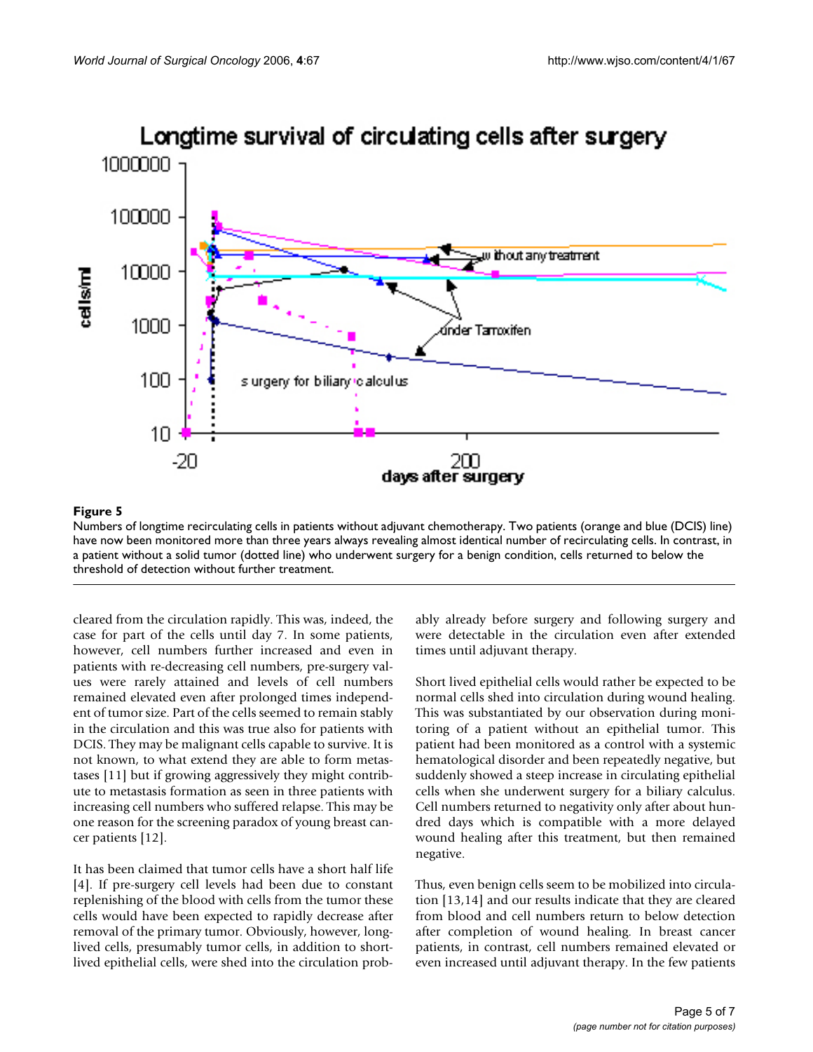**Figure 5**

Numbers of longtime recirculating cells in patients without adjuvant chemotherapy. Two patients (orange and blue (DCIS) line) have now been monitored more than three years always revealing almost identical number of recirculating cells. In contrast, in a patient without a solid tumor (dotted line) who underwent surgery for a benign condition, cells returned to below the threshold of detection without further treatment.

cleared from the circulation rapidly. This was, indeed, the case for part of the cells until day 7. In some patients, however, cell numbers further increased and even in patients with re-decreasing cell numbers, pre-surgery values were rarely attained and levels of cell numbers remained elevated even after prolonged times independent of tumor size. Part of the cells seemed to remain stably in the circulation and this was true also for patients with DCIS. They may be malignant cells capable to survive. It is not known, to what extend they are able to form metastases [11] but if growing aggressively they might contribute to metastasis formation as seen in three patients with increasing cell numbers who suffered relapse. This may be one reason for the screening paradox of young breast cancer patients [12].

It has been claimed that tumor cells have a short half life [4]. If pre-surgery cell levels had been due to constant replenishing of the blood with cells from the tumor these cells would have been expected to rapidly decrease after removal of the primary tumor. Obviously, however, long-lived cells, presumably tumor cells, in addition to short-lived epithelial cells, were shed into the circulation probably already before surgery and following surgery and were detectable in the circulation even after extended times until adjuvant therapy.

Short lived epithelial cells would rather be expected to be normal cells shed into circulation during wound healing. This was substantiated by our observation during monitoring of a patient without an epithelial tumor. This patient had been monitored as a control with a systemic hematological disorder and been repeatedly negative, but suddenly showed a steep increase in circulating epithelial cells when she underwent surgery for a biliary calculus. Cell numbers returned to negativity only after about hundred days which is compatible with a more delayed wound healing after this treatment, but then remained negative.

Thus, even benign cells seem to be mobilized into circulation [13,14] and our results indicate that they are cleared from blood and cell numbers return to below detection after completion of wound healing. In breast cancer patients, in contrast, cell numbers remained elevated or even increased until adjuvant therapy. In the few patients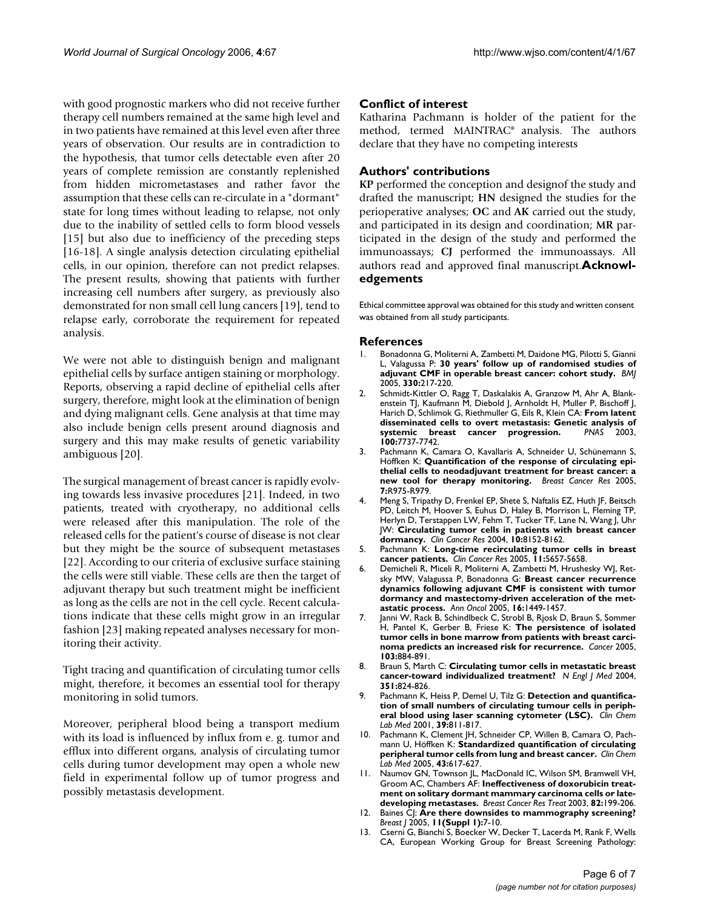with good prognostic markers who did not receive further therapy cell numbers remained at the same high level and in two patients have remained at this level even after three years of observation. Our results are in contradiction to the hypothesis, that tumor cells detectable even after 20 years of complete remission are constantly replenished from hidden micrometastases and rather favor the assumption that these cells can re-circulate in a "dormant" state for long times without leading to relapse, not only due to the inability of settled cells to form blood vessels [15] but also due to inefficiency of the preceding steps [16-18]. A single analysis detection circulating epithelial cells, in our opinion, therefore can not predict relapses. The present results, showing that patients with further increasing cell numbers after surgery, as previously also demonstrated for non small cell lung cancers [19], tend to relapse early, corroborate the requirement for repeated analysis.

We were not able to distinguish benign and malignant epithelial cells by surface antigen staining or morphology. Reports, observing a rapid decline of epithelial cells after surgery, therefore, might look at the elimination of benign and dying malignant cells. Gene analysis at that time may also include benign cells present around diagnosis and surgery and this may make results of genetic variability ambiguous [20].

The surgical management of breast cancer is rapidly evolving towards less invasive procedures [21]. Indeed, in two patients, treated with cryotherapy, no additional cells were released after this manipulation. The role of the released cells for the patient's course of disease is not clear but they might be the source of subsequent metastases [22]. According to our criteria of exclusive surface staining the cells were still viable. These cells are then the target of adjuvant therapy but such treatment might be inefficient as long as the cells are not in the cell cycle. Recent calculations indicate that these cells might grow in an irregular fashion [23] making repeated analyses necessary for monitoring their activity.

Tight tracing and quantification of circulating tumor cells might, therefore, it becomes an essential tool for therapy monitoring in solid tumors.

Moreover, peripheral blood being a transport medium with its load is influenced by influx from e. g. tumor and efflux into different organs, analysis of circulating tumor cells during tumor development may open a whole new field in experimental follow up of tumor progress and possibly metastasis development.

## Conflict of interest

Katharina Pachmann is holder of the patient for the method, termed MAINTRAC® analysis. The authors declare that they have no competing interests

## Authors' contributions

**KP** performed the conception and designof the study and drafted the manuscript; **HN** designed the studies for the perioperative analyses; **OC** and **AK** carried out the study, and participated in its design and coordination; **MR** participated in the design of the study and performed the immunoassays; **CJ** performed the immunoassays. All authors read and approved final manuscript.

## Acknowledgements

Ethical committee approval was obtained for this study and written consent was obtained from all study participants.

## References

1. Bonadonna G, Moliterni A, Zambetti M, Daidone MG, Pilotti S, Gianni L, Valagussa P: **30 years' follow up of randomised studies of adjuvant CMF in operable breast cancer: cohort study.** *BMJ* 2005, **330:**217-220.
2. Schmidt-Kittler O, Ragg T, Daskalakis A, Granzow M, Ahr A, Blankenstein TJ, Kaufmann M, Diebold J, Arnholdt H, Muller P, Bischoff J, Harich D, Schlimok G, Riethmuller G, Eils R, Klein CA: **From latent disseminated cells to overt metastasis: Genetic analysis of systemic breast cancer progression.** *PNAS* 2003, **100:**7737-7742.
3. Pachmann K, Camara O, Kavallaris A, Schneider U, Schünemann S, Höffken K: **Quantification of the response of circulating epithelial cells to neodadjuvant treatment for breast cancer: a new tool for therapy monitoring.** *Breast Cancer Res* 2005, **7:**R975-R979.
4. Meng S, Tripathy D, Frenkel EP, Shete S, Naftalis EZ, Huth JF, Beitsch PD, Leitch M, Hoover S, Euhus D, Haley B, Morrison L, Fleming TP, Herlyn D, Terstappen LW, Fehm T, Tucker TF, Lane N, Wang J, Uhr JW: **Circulating tumor cells in patients with breast cancer dormancy.** *Clin Cancer Res* 2004, **10:**8152-8162.
5. Pachmann K: **Long-time recirculating tumor cells in breast cancer patients.** *Clin Cancer Res* 2005, **11:**5657-5658.
6. Demicheli R, Miceli R, Moliterni A, Zambetti M, Hrushesky WJ, Retsky MW, Valagussa P, Bonadonna G: **Breast cancer recurrence dynamics following adjuvant CMF is consistent with tumor dormancy and mastectomy-driven acceleration of the metastatic process.** *Ann Oncol* 2005, **16:**1449-1457.
7. Janni W, Rack B, Schindlbeck C, Strobl B, Rjosk D, Braun S, Sommer H, Pantel K, Gerber B, Friese K: **The persistence of isolated tumor cells in bone marrow from patients with breast carcinoma predicts an increased risk for recurrence.** *Cancer* 2005, **103:**884-891.
8. Braun S, Marth C: **Circulating tumor cells in metastatic breast cancer-toward individualized treatment?** *N Engl J Med* 2004, **351:**824-826.
9. Pachmann K, Heiss P, Demel U, Tilz G: **Detection and quantification of small numbers of circulating tumour cells in peripheral blood using laser scanning cytometer (LSC).** *Clin Chem Lab Med* 2001, **39:**811-817.
10. Pachmann K, Clement JH, Schneider CP, Willen B, Camara O, Pachmann U, Höffken K: **Standardized quantification of circulating peripheral tumor cells from lung and breast cancer.** *Clin Chem Lab Med* 2005, **43:**617-627.
11. Naumov GN, Townson JL, MacDonald IC, Wilson SM, Bramwell VH, Groom AC, Chambers AF: **Ineffectiveness of doxorubicin treatment on solitary dormant mammary carcinoma cells or late-developing metastases.** *Breast Cancer Res Treat* 2003, **82:**199-206.
12. Baines CJ: **Are there downsides to mammography screening?** *Breast J* 2005, **11(Suppl 1):**7-10.
13. Cserni G, Bianchi S, Boecker W, Decker T, Lacerda M, Rank F, Wells CA, European Working Group for Breast Screening Pathology: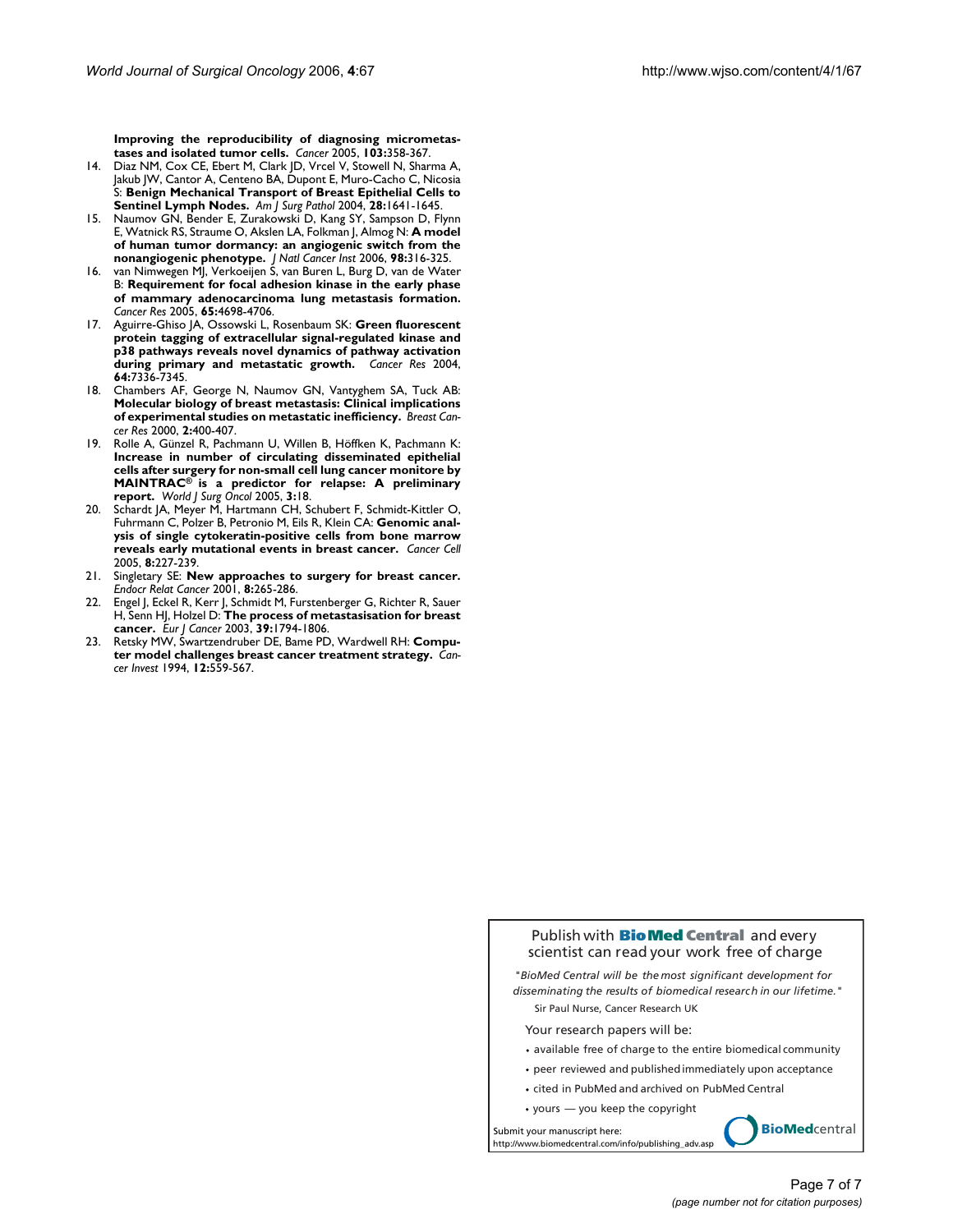**Improving the reproducibility of diagnosing micrometastases and isolated tumor cells.** *Cancer* 2005, **103:**358-367.

14. Diaz NM, Cox CE, Ebert M, Clark JD, Vrcel V, Stowell N, Sharma A, Jakub JW, Cantor A, Centeno BA, Dupont E, Muro-Cacho C, Nicosia S: **Benign Mechanical Transport of Breast Epithelial Cells to Sentinel Lymph Nodes.** *Am J Surg Pathol* 2004, **28:**1641-1645.
15. Naumov GN, Bender E, Zurakowski D, Kang SY, Sampson D, Flynn E, Watnick RS, Straume O, Akslen LA, Folkman J, Almog N: **A model of human tumor dormancy: an angiogenic switch from the nonangiogenic phenotype.** *J Natl Cancer Inst* 2006, **98:**316-325.
16. van Nimwegen MJ, Verkoeijen S, van Buren L, Burg D, van de Water B: **Requirement for focal adhesion kinase in the early phase of mammary adenocarcinoma lung metastasis formation.** *Cancer Res* 2005, **65:**4698-4706.
17. Aguirre-Ghiso JA, Ossowski L, Rosenbaum SK: **Green fluorescent protein tagging of extracellular signal-regulated kinase and p38 pathways reveals novel dynamics of pathway activation during primary and metastatic growth.** *Cancer Res* 2004, **64:**7336-7345.
18. Chambers AF, George N, Naumov GN, Vantyghem SA, Tuck AB: **Molecular biology of breast metastasis: Clinical implications of experimental studies on metastatic inefficiency.** *Breast Cancer Res* 2000, **2:**400-407.
19. Rolle A, Günzel R, Pachmann U, Willen B, Höffken K, Pachmann K: **Increase in number of circulating disseminated epithelial cells after surgery for non-small cell lung cancer monitore by MAINTRAC® is a predictor for relapse: A preliminary report.** *World J Surg Oncol* 2005, **3:**18.
20. Schardt JA, Meyer M, Hartmann CH, Schubert F, Schmidt-Kittler O, Fuhrmann C, Polzer B, Petronio M, Eils R, Klein CA: **Genomic analysis of single cytokeratin-positive cells from bone marrow reveals early mutational events in breast cancer.** *Cancer Cell* 2005, **8:**227-239.
21. Singletary SE: **New approaches to surgery for breast cancer.** *Endocr Relat Cancer* 2001, **8:**265-286.
22. Engel J, Eckel R, Kerr J, Schmidt M, Furstenberger G, Richter R, Sauer H, Senn HJ, Holzel D: **The process of metastasisation for breast cancer.** *Eur J Cancer* 2003, **39:**1794-1806.
23. Retsky MW, Swartzendruber DE, Bame PD, Wardwell RH: **Computer model challenges breast cancer treatment strategy.** *Cancer Invest* 1994, **12:**559-567.

Publish with **BioMed Central** and every scientist can read your work free of charge

*"BioMed Central will be the most significant development for disseminating the results of biomedical research in our lifetime."*

Sir Paul Nurse, Cancer Research UK

Your research papers will be:

- available free of charge to the entire biomedical community
- peer reviewed and published immediately upon acceptance
- cited in PubMed and archived on PubMed Central
- yours — you keep the copyright

Submit your manuscript here:
http://www.biomedcentral.com/info/publishing_adv.asp

BioMedcentral